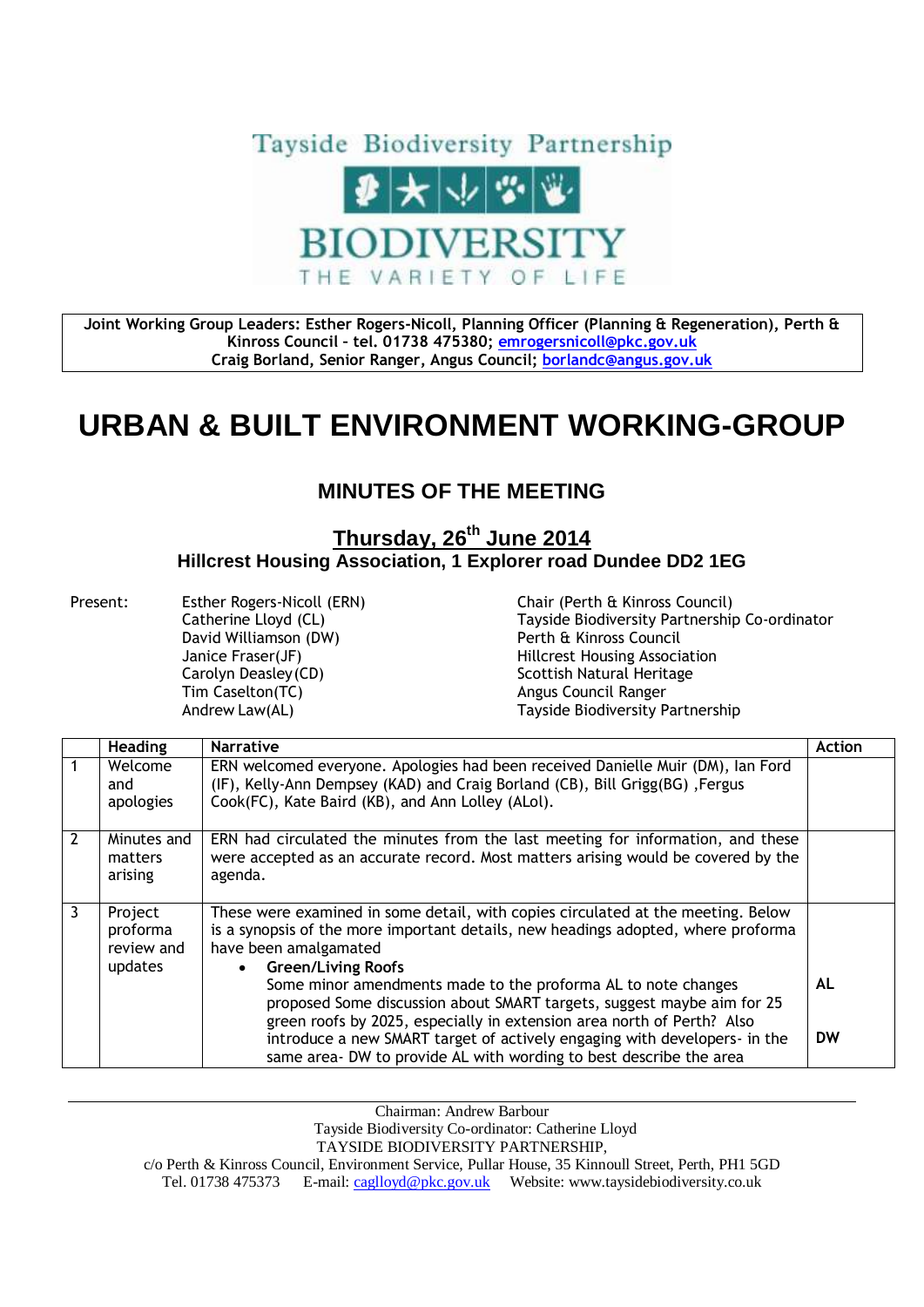Tayside Biodiversity Partnership

BIODIVERSITY

THE VARIETY OF LIFE

**Joint Working Group Leaders: Esther Rogers-Nicoll, Planning Officer (Planning & Regeneration), Perth & Kinross Council – tel. 01738 475380; emrogersnicoll@pkc.gov.uk**
**Craig Borland, Senior Ranger, Angus Council; borlandc@angus.gov.uk**

# URBAN & BUILT ENVIRONMENT WORKING-GROUP

## MINUTES OF THE MEETING

### Thursday, 26th June 2014

### Hillcrest Housing Association, 1 Explorer road Dundee DD2 1EG

Present:

| Name | Organisation |
|---|---|
| Esther Rogers-Nicoll (ERN) | Chair (Perth & Kinross Council) |
| Catherine Lloyd (CL) | Tayside Biodiversity Partnership Co-ordinator |
| David Williamson (DW) | Perth & Kinross Council |
| Janice Fraser(JF) | Hillcrest Housing Association |
| Carolyn Deasley(CD) | Scottish Natural Heritage |
| Tim Caselton(TC) | Angus Council Ranger |
| Andrew Law(AL) | Tayside Biodiversity Partnership |

| | Heading | Narrative | Action |
|---|---|---|---|
| 1 | Welcome and apologies | ERN welcomed everyone. Apologies had been received Danielle Muir (DM), Ian Ford (IF), Kelly-Ann Dempsey (KAD) and Craig Borland (CB), Bill Grigg(BG) ,Fergus Cook(FC), Kate Baird (KB), and Ann Lolley (ALol). | |
| 2 | Minutes and matters arising | ERN had circulated the minutes from the last meeting for information, and these were accepted as an accurate record. Most matters arising would be covered by the agenda. | |
| 3 | Project proforma review and updates | These were examined in some detail, with copies circulated at the meeting. Below is a synopsis of the more important details, new headings adopted, where proforma have been amalgamated<br>• **Green/Living Roofs**<br>Some minor amendments made to the proforma AL to note changes proposed Some discussion about SMART targets, suggest maybe aim for 25 green roofs by 2025, especially in extension area north of Perth? Also introduce a new SMART target of actively engaging with developers- in the same area- DW to provide AL with wording to best describe the area | **AL**<br><br>**DW** |

Chairman: Andrew Barbour
Tayside Biodiversity Co-ordinator: Catherine Lloyd
TAYSIDE BIODIVERSITY PARTNERSHIP,
c/o Perth & Kinross Council, Environment Service, Pullar House, 35 Kinnoull Street, Perth, PH1 5GD
Tel. 01738 475373 E-mail: caglloyd@pkc.gov.uk Website: www.taysidebiodiversity.co.uk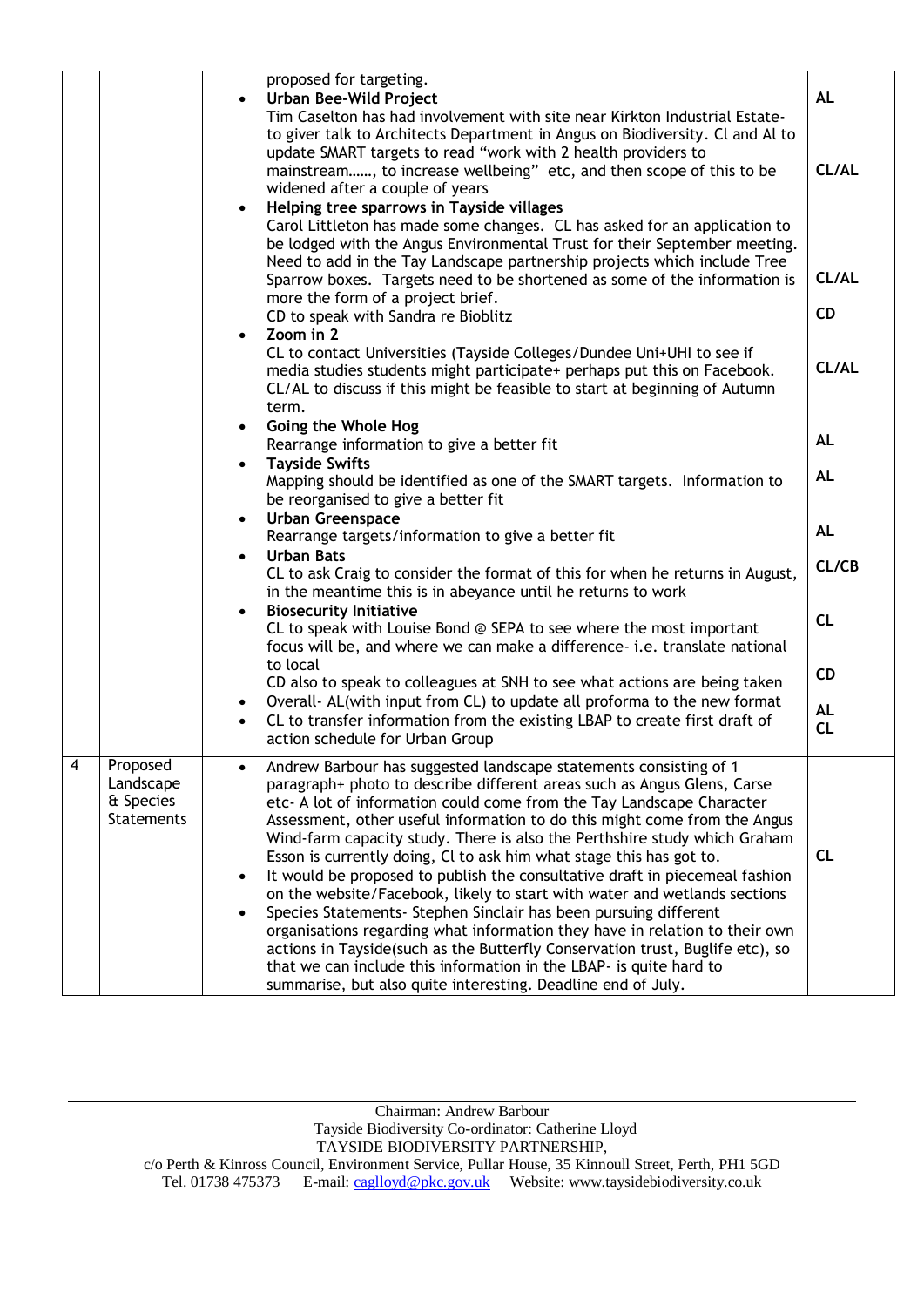| | | | |
|---|---|---|---|
| | | proposed for targeting.<br>• **Urban Bee-Wild Project**<br>Tim Caselton has had involvement with site near Kirkton Industrial Estate- to giver talk to Architects Department in Angus on Biodiversity. Cl and Al to update SMART targets to read "work with 2 health providers to mainstream……, to increase wellbeing" etc, and then scope of this to be widened after a couple of years<br>• **Helping tree sparrows in Tayside villages**<br>Carol Littleton has made some changes. CL has asked for an application to be lodged with the Angus Environmental Trust for their September meeting. Need to add in the Tay Landscape partnership projects which include Tree Sparrow boxes. Targets need to be shortened as some of the information is more the form of a project brief.<br>CD to speak with Sandra re Bioblitz<br>• **Zoom in 2**<br>CL to contact Universities (Tayside Colleges/Dundee Uni+UHI to see if media studies students might participate+ perhaps put this on Facebook. CL/AL to discuss if this might be feasible to start at beginning of Autumn term.<br>• **Going the Whole Hog**<br>Rearrange information to give a better fit<br>• **Tayside Swifts**<br>Mapping should be identified as one of the SMART targets. Information to be reorganised to give a better fit<br>• **Urban Greenspace**<br>Rearrange targets/information to give a better fit<br>• **Urban Bats**<br>CL to ask Craig to consider the format of this for when he returns in August, in the meantime this is in abeyance until he returns to work<br>• **Biosecurity Initiative**<br>CL to speak with Louise Bond @ SEPA to see where the most important focus will be, and where we can make a difference- i.e. translate national to local<br>CD also to speak to colleagues at SNH to see what actions are being taken<br>• Overall- AL(with input from CL) to update all proforma to the new format<br>• CL to transfer information from the existing LBAP to create first draft of action schedule for Urban Group | **AL**<br><br>**CL/AL**<br><br>**CL/AL**<br><br>**CD**<br><br>**CL/AL**<br><br>**AL**<br><br>**AL**<br><br>**AL**<br><br>**CL/CB**<br><br>**CL**<br><br>**CD**<br><br>**AL**<br>**CL** |
| 4 | Proposed Landscape & Species Statements | • Andrew Barbour has suggested landscape statements consisting of 1 paragraph+ photo to describe different areas such as Angus Glens, Carse etc- A lot of information could come from the Tay Landscape Character Assessment, other useful information to do this might come from the Angus Wind-farm capacity study. There is also the Perthshire study which Graham Esson is currently doing, Cl to ask him what stage this has got to.<br>• It would be proposed to publish the consultative draft in piecemeal fashion on the website/Facebook, likely to start with water and wetlands sections<br>• Species Statements- Stephen Sinclair has been pursuing different organisations regarding what information they have in relation to their own actions in Tayside(such as the Butterfly Conservation trust, Buglife etc), so that we can include this information in the LBAP- is quite hard to summarise, but also quite interesting. Deadline end of July. | **CL** |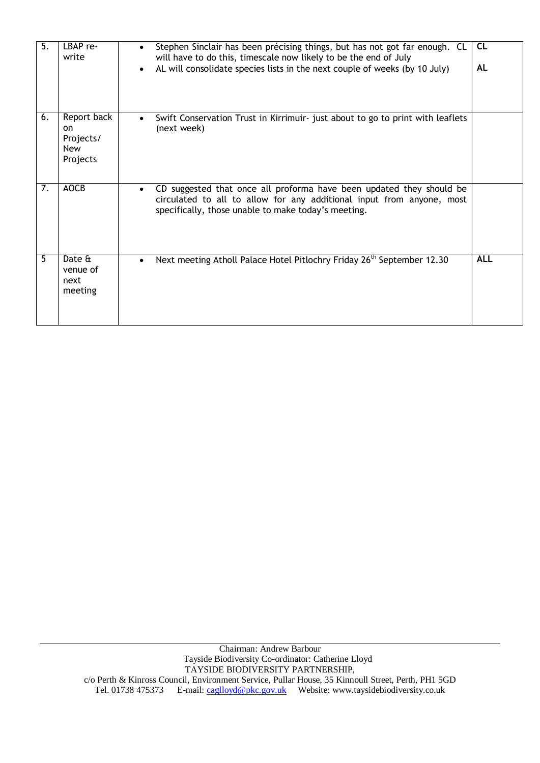| | | | |
|---|---|---|---|
| 5. | LBAP re-write | • Stephen Sinclair has been précising things, but has not got far enough. CL will have to do this, timescale now likely to be the end of July<br>• AL will consolidate species lists in the next couple of weeks (by 10 July) | **CL**<br><br>**AL** |
| 6. | Report back on Projects/ New Projects | • Swift Conservation Trust in Kirrimuir- just about to go to print with leaflets (next week) | |
| 7. | AOCB | • CD suggested that once all proforma have been updated they should be circulated to all to allow for any additional input from anyone, most specifically, those unable to make today's meeting. | |
| 5 | Date & venue of next meeting | • Next meeting Atholl Palace Hotel Pitlochry Friday 26th September 12.30 | **ALL** |

Chairman: Andrew Barbour
Tayside Biodiversity Co-ordinator: Catherine Lloyd
TAYSIDE BIODIVERSITY PARTNERSHIP,
c/o Perth & Kinross Council, Environment Service, Pullar House, 35 Kinnoull Street, Perth, PH1 5GD
Tel. 01738 475373 E-mail: caglloyd@pkc.gov.uk Website: www.taysidebiodiversity.co.uk